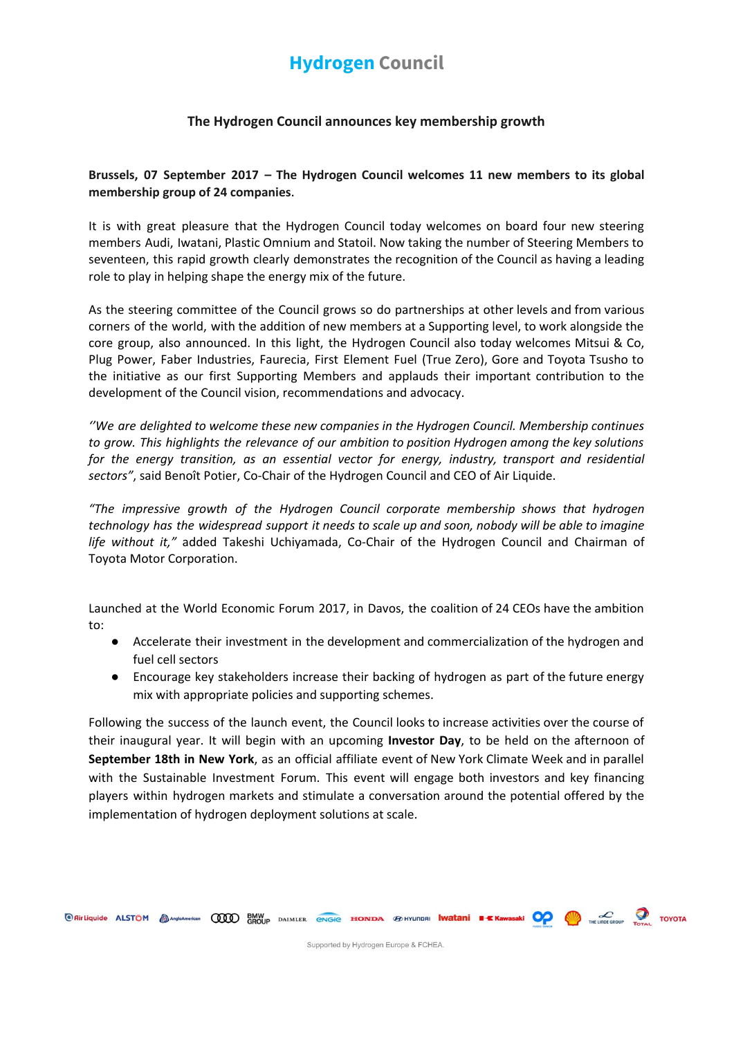# Hydrogen Council

## The Hydrogen Council announces key membership growth

**Brussels, 07 September 2017 – The Hydrogen Council welcomes 11 new members to its global membership group of 24 companies.**

It is with great pleasure that the Hydrogen Council today welcomes on board four new steering members Audi, Iwatani, Plastic Omnium and Statoil. Now taking the number of Steering Members to seventeen, this rapid growth clearly demonstrates the recognition of the Council as having a leading role to play in helping shape the energy mix of the future.

As the steering committee of the Council grows so do partnerships at other levels and from various corners of the world, with the addition of new members at a Supporting level, to work alongside the core group, also announced. In this light, the Hydrogen Council also today welcomes Mitsui & Co, Plug Power, Faber Industries, Faurecia, First Element Fuel (True Zero), Gore and Toyota Tsusho to the initiative as our first Supporting Members and applauds their important contribution to the development of the Council vision, recommendations and advocacy.

*''We are delighted to welcome these new companies in the Hydrogen Council. Membership continues to grow. This highlights the relevance of our ambition to position Hydrogen among the key solutions for the energy transition, as an essential vector for energy, industry, transport and residential sectors"*, said Benoît Potier, Co-Chair of the Hydrogen Council and CEO of Air Liquide.

*"The impressive growth of the Hydrogen Council corporate membership shows that hydrogen technology has the widespread support it needs to scale up and soon, nobody will be able to imagine life without it,"* added Takeshi Uchiyamada, Co-Chair of the Hydrogen Council and Chairman of Toyota Motor Corporation.

Launched at the World Economic Forum 2017, in Davos, the coalition of 24 CEOs have the ambition to:

- Accelerate their investment in the development and commercialization of the hydrogen and fuel cell sectors
- Encourage key stakeholders increase their backing of hydrogen as part of the future energy mix with appropriate policies and supporting schemes.

Following the success of the launch event, the Council looks to increase activities over the course of their inaugural year. It will begin with an upcoming **Investor Day**, to be held on the afternoon of **September 18th in New York**, as an official affiliate event of New York Climate Week and in parallel with the Sustainable Investment Forum. This event will engage both investors and key financing players within hydrogen markets and stimulate a conversation around the potential offered by the implementation of hydrogen deployment solutions at scale.

Supported by Hydrogen Europe & FCHEA.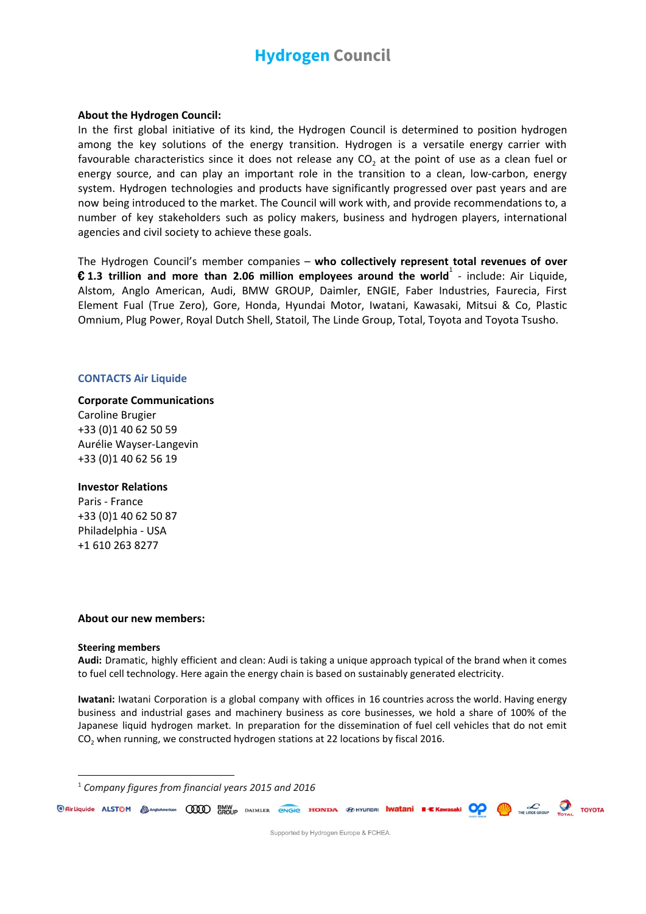# Hydrogen Council

**About the Hydrogen Council:**
In the first global initiative of its kind, the Hydrogen Council is determined to position hydrogen among the key solutions of the energy transition. Hydrogen is a versatile energy carrier with favourable characteristics since it does not release any $CO_2$ at the point of use as a clean fuel or energy source, and can play an important role in the transition to a clean, low-carbon, energy system. Hydrogen technologies and products have significantly progressed over past years and are now being introduced to the market. The Council will work with, and provide recommendations to, a number of key stakeholders such as policy makers, business and hydrogen players, international agencies and civil society to achieve these goals.

The Hydrogen Council's member companies – **who collectively represent total revenues of over € 1.3 trillion and more than 2.06 million employees around the world**[1] - include: Air Liquide, Alstom, Anglo American, Audi, BMW GROUP, Daimler, ENGIE, Faber Industries, Faurecia, First Element Fual (True Zero), Gore, Honda, Hyundai Motor, Iwatani, Kawasaki, Mitsui & Co, Plastic Omnium, Plug Power, Royal Dutch Shell, Statoil, The Linde Group, Total, Toyota and Toyota Tsusho.

## CONTACTS Air Liquide

**Corporate Communications**
Caroline Brugier
+33 (0)1 40 62 50 59
Aurélie Wayser-Langevin
+33 (0)1 40 62 56 19

**Investor Relations**
Paris - France
+33 (0)1 40 62 50 87
Philadelphia - USA
+1 610 263 8277

**About our new members:**

**Steering members**
**Audi:** Dramatic, highly efficient and clean: Audi is taking a unique approach typical of the brand when it comes to fuel cell technology. Here again the energy chain is based on sustainably generated electricity.

**Iwatani:** Iwatani Corporation is a global company with offices in 16 countries across the world. Having energy business and industrial gases and machinery business as core businesses, we hold a share of 100% of the Japanese liquid hydrogen market. In preparation for the dissemination of fuel cell vehicles that do not emit $CO_2$ when running, we constructed hydrogen stations at 22 locations by fiscal 2016.

[1] *Company figures from financial years 2015 and 2016*

Supported by Hydrogen Europe & FCHEA.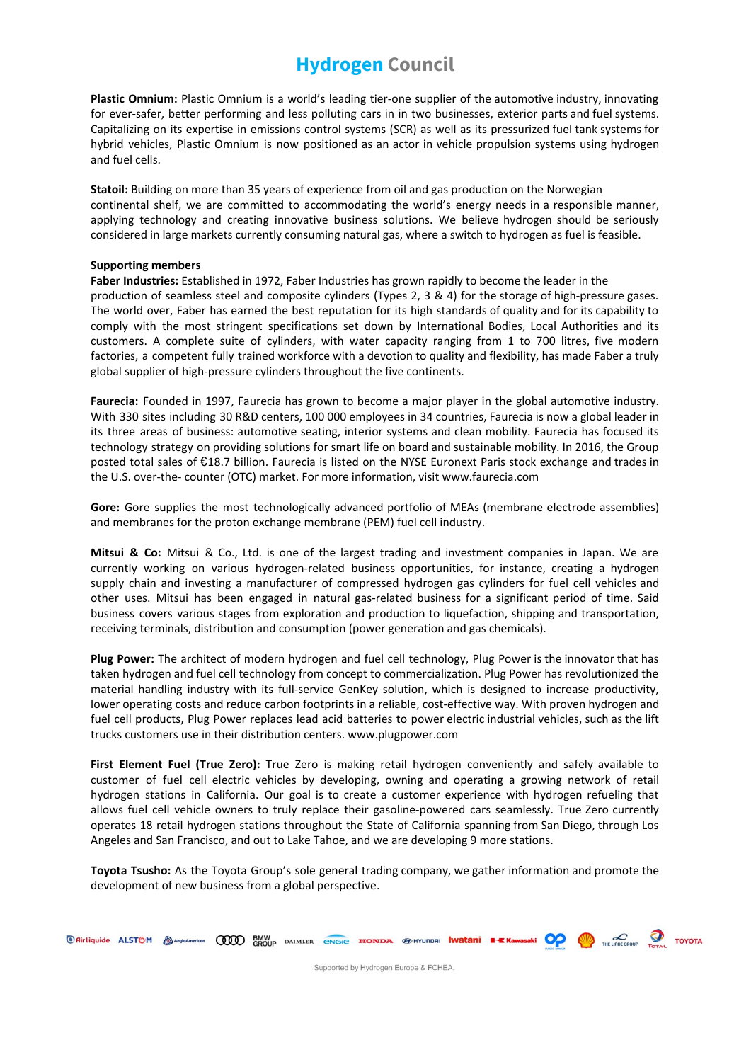**Plastic Omnium:** Plastic Omnium is a world's leading tier-one supplier of the automotive industry, innovating for ever-safer, better performing and less polluting cars in in two businesses, exterior parts and fuel systems. Capitalizing on its expertise in emissions control systems (SCR) as well as its pressurized fuel tank systems for hybrid vehicles, Plastic Omnium is now positioned as an actor in vehicle propulsion systems using hydrogen and fuel cells.

**Statoil:** Building on more than 35 years of experience from oil and gas production on the Norwegian continental shelf, we are committed to accommodating the world's energy needs in a responsible manner, applying technology and creating innovative business solutions. We believe hydrogen should be seriously considered in large markets currently consuming natural gas, where a switch to hydrogen as fuel is feasible.

**Supporting members**

**Faber Industries:** Established in 1972, Faber Industries has grown rapidly to become the leader in the production of seamless steel and composite cylinders (Types 2, 3 & 4) for the storage of high-pressure gases. The world over, Faber has earned the best reputation for its high standards of quality and for its capability to comply with the most stringent specifications set down by International Bodies, Local Authorities and its customers. A complete suite of cylinders, with water capacity ranging from 1 to 700 litres, five modern factories, a competent fully trained workforce with a devotion to quality and flexibility, has made Faber a truly global supplier of high-pressure cylinders throughout the five continents.

**Faurecia:** Founded in 1997, Faurecia has grown to become a major player in the global automotive industry. With 330 sites including 30 R&D centers, 100 000 employees in 34 countries, Faurecia is now a global leader in its three areas of business: automotive seating, interior systems and clean mobility. Faurecia has focused its technology strategy on providing solutions for smart life on board and sustainable mobility. In 2016, the Group posted total sales of €18.7 billion. Faurecia is listed on the NYSE Euronext Paris stock exchange and trades in the U.S. over-the- counter (OTC) market. For more information, visit www.faurecia.com

**Gore:** Gore supplies the most technologically advanced portfolio of MEAs (membrane electrode assemblies) and membranes for the proton exchange membrane (PEM) fuel cell industry.

**Mitsui & Co:** Mitsui & Co., Ltd. is one of the largest trading and investment companies in Japan. We are currently working on various hydrogen-related business opportunities, for instance, creating a hydrogen supply chain and investing a manufacturer of compressed hydrogen gas cylinders for fuel cell vehicles and other uses. Mitsui has been engaged in natural gas-related business for a significant period of time. Said business covers various stages from exploration and production to liquefaction, shipping and transportation, receiving terminals, distribution and consumption (power generation and gas chemicals).

**Plug Power:** The architect of modern hydrogen and fuel cell technology, Plug Power is the innovator that has taken hydrogen and fuel cell technology from concept to commercialization. Plug Power has revolutionized the material handling industry with its full-service GenKey solution, which is designed to increase productivity, lower operating costs and reduce carbon footprints in a reliable, cost-effective way. With proven hydrogen and fuel cell products, Plug Power replaces lead acid batteries to power electric industrial vehicles, such as the lift trucks customers use in their distribution centers. www.plugpower.com

**First Element Fuel (True Zero):** True Zero is making retail hydrogen conveniently and safely available to customer of fuel cell electric vehicles by developing, owning and operating a growing network of retail hydrogen stations in California. Our goal is to create a customer experience with hydrogen refueling that allows fuel cell vehicle owners to truly replace their gasoline-powered cars seamlessly. True Zero currently operates 18 retail hydrogen stations throughout the State of California spanning from San Diego, through Los Angeles and San Francisco, and out to Lake Tahoe, and we are developing 9 more stations.

**Toyota Tsusho:** As the Toyota Group's sole general trading company, we gather information and promote the development of new business from a global perspective.